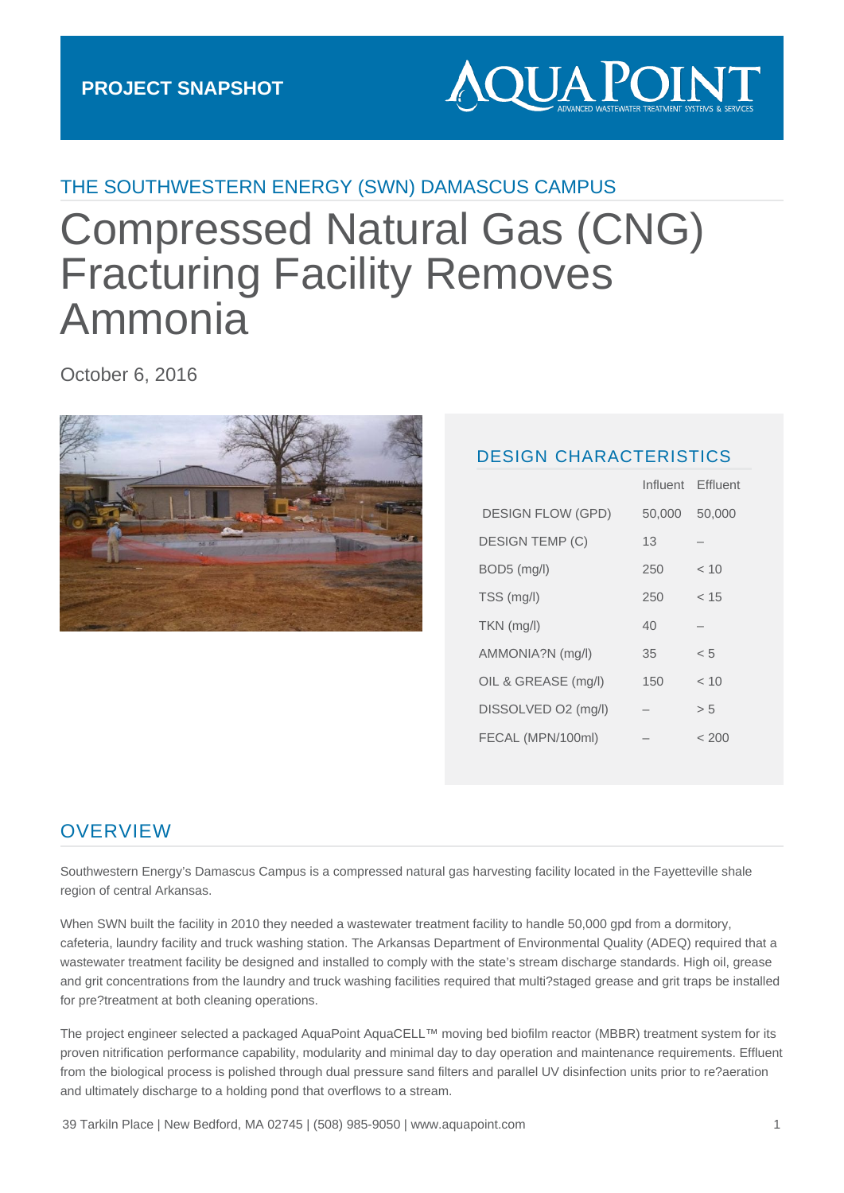PROJECT SNAPSHOT

AQUA POINT
ADVANCED WASTEWATER TREATMENT SYSTEMS & SERVICES

## THE SOUTHWESTERN ENERGY (SWN) DAMASCUS CAMPUS

# Compressed Natural Gas (CNG) Fracturing Facility Removes Ammonia

October 6, 2016

## DESIGN CHARACTERISTICS

| | Influent | Effluent |
|---|---|---|
| DESIGN FLOW (GPD) | 50,000 | 50,000 |
| DESIGN TEMP (C) | 13 | – |
| BOD5 (mg/l) | 250 | < 10 |
| TSS (mg/l) | 250 | < 15 |
| TKN (mg/l) | 40 | – |
| AMMONIA?N (mg/l) | 35 | < 5 |
| OIL & GREASE (mg/l) | 150 | < 10 |
| DISSOLVED O2 (mg/l) | – | > 5 |
| FECAL (MPN/100ml) | – | < 200 |

## OVERVIEW

Southwestern Energy's Damascus Campus is a compressed natural gas harvesting facility located in the Fayetteville shale region of central Arkansas.

When SWN built the facility in 2010 they needed a wastewater treatment facility to handle 50,000 gpd from a dormitory, cafeteria, laundry facility and truck washing station. The Arkansas Department of Environmental Quality (ADEQ) required that a wastewater treatment facility be designed and installed to comply with the state's stream discharge standards. High oil, grease and grit concentrations from the laundry and truck washing facilities required that multi?staged grease and grit traps be installed for pre?treatment at both cleaning operations.

The project engineer selected a packaged AquaPoint AquaCELL™ moving bed biofilm reactor (MBBR) treatment system for its proven nitrification performance capability, modularity and minimal day to day operation and maintenance requirements. Effluent from the biological process is polished through dual pressure sand filters and parallel UV disinfection units prior to re?aeration and ultimately discharge to a holding pond that overflows to a stream.

39 Tarkiln Place | New Bedford, MA 02745 | (508) 985-9050 | www.aquapoint.com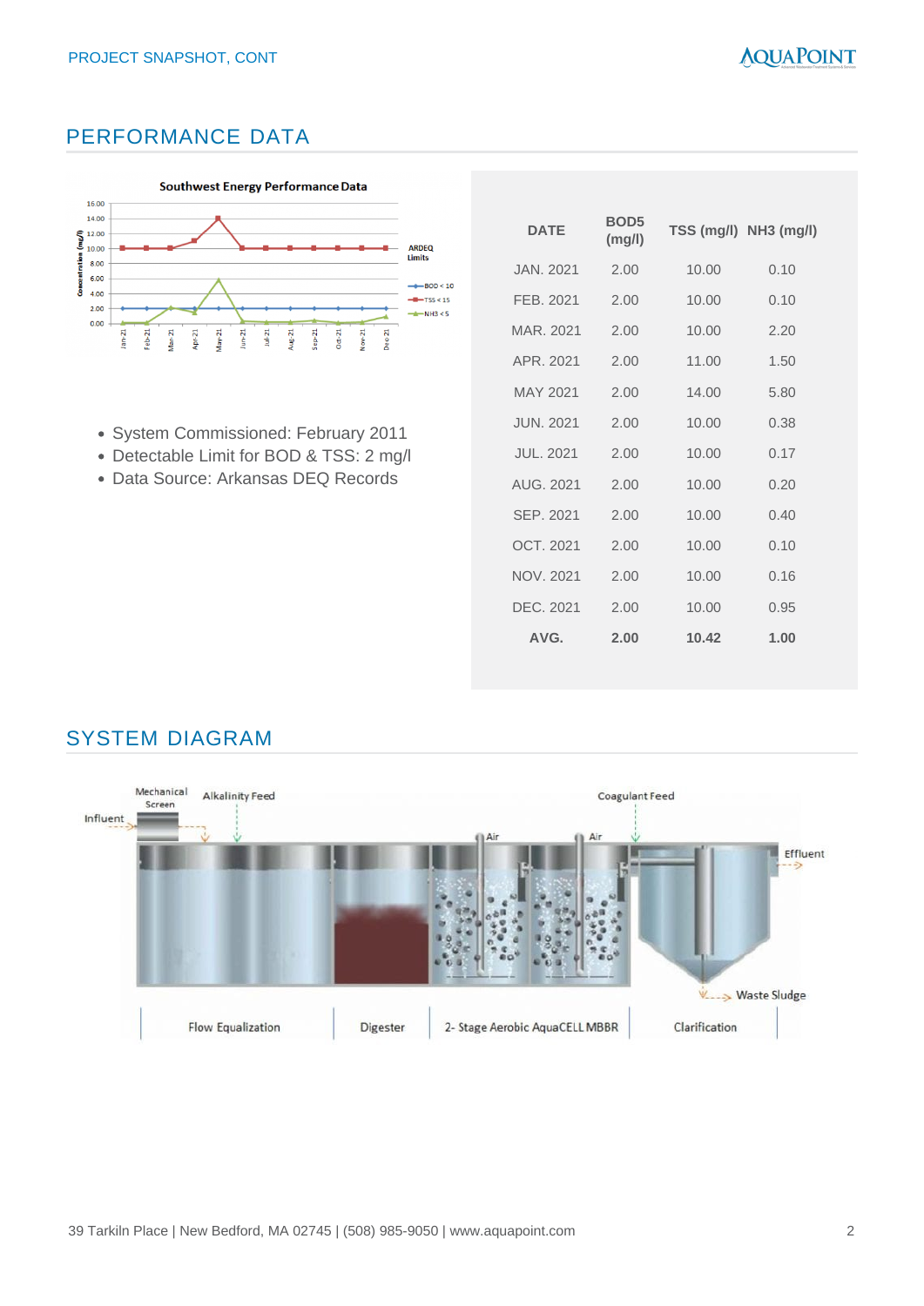## PERFORMANCE DATA

Southwest Energy Performance Data

Concentration (mg/l)

16.00
14.00
12.00
10.00
8.00
6.00
4.00
2.00
0.00

Jan-21 Feb-21 Mar-21 Apr-21 May-21 Jun-21 Jul-21 Aug-21 Sep-21 Oct-21 Nov-21 Dec-21

ARDEQ Limits

BOD < 10
TSS < 15
NH3 < 5

- System Commissioned: February 2011
- Detectable Limit for BOD & TSS: 2 mg/l
- Data Source: Arkansas DEQ Records

| DATE | BOD5 (mg/l) | TSS (mg/l) | NH3 (mg/l) |
|---|---|---|---|
| JAN. 2021 | 2.00 | 10.00 | 0.10 |
| FEB. 2021 | 2.00 | 10.00 | 0.10 |
| MAR. 2021 | 2.00 | 10.00 | 2.20 |
| APR. 2021 | 2.00 | 11.00 | 1.50 |
| MAY 2021 | 2.00 | 14.00 | 5.80 |
| JUN. 2021 | 2.00 | 10.00 | 0.38 |
| JUL. 2021 | 2.00 | 10.00 | 0.17 |
| AUG. 2021 | 2.00 | 10.00 | 0.20 |
| SEP. 2021 | 2.00 | 10.00 | 0.40 |
| OCT. 2021 | 2.00 | 10.00 | 0.10 |
| NOV. 2021 | 2.00 | 10.00 | 0.16 |
| DEC. 2021 | 2.00 | 10.00 | 0.95 |
| **AVG.** | **2.00** | **10.42** | **1.00** |

## SYSTEM DIAGRAM

Influent
Mechanical Screen
Alkalinity Feed
Air
Air
Coagulant Feed
Effluent
Waste Sludge

Flow Equalization | Digester | 2- Stage Aerobic AquaCELL MBBR | Clarification

39 Tarkiln Place | New Bedford, MA 02745 | (508) 985-9050 | www.aquapoint.com